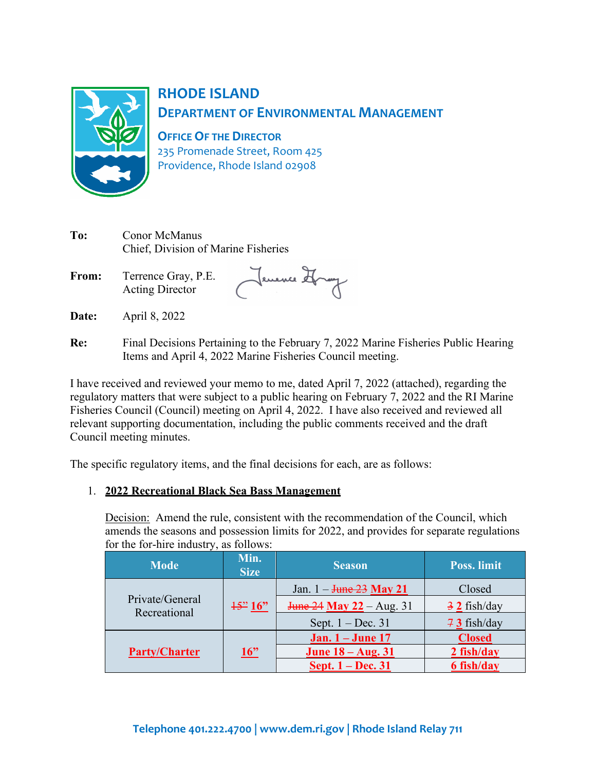# RHODE ISLAND
## DEPARTMENT OF ENVIRONMENTAL MANAGEMENT

**OFFICE OF THE DIRECTOR**
235 Promenade Street, Room 425
Providence, Rhode Island 02908

**To:** Conor McManus
Chief, Division of Marine Fisheries

**From:** Terrence Gray, P.E.
Acting Director

**Date:** April 8, 2022

**Re:** Final Decisions Pertaining to the February 7, 2022 Marine Fisheries Public Hearing Items and April 4, 2022 Marine Fisheries Council meeting.

I have received and reviewed your memo to me, dated April 7, 2022 (attached), regarding the regulatory matters that were subject to a public hearing on February 7, 2022 and the RI Marine Fisheries Council (Council) meeting on April 4, 2022. I have also received and reviewed all relevant supporting documentation, including the public comments received and the draft Council meeting minutes.

The specific regulatory items, and the final decisions for each, are as follows:

1. **2022 Recreational Black Sea Bass Management**

   Decision: Amend the rule, consistent with the recommendation of the Council, which amends the seasons and possession limits for 2022, and provides for separate regulations for the for-hire industry, as follows:

| Mode | Min. Size | Season | Poss. limit |
|---|---|---|---|
| Private/General Recreational | ~~15"~~ **16"** | Jan. 1 – ~~June 23~~ **May 21** | Closed |
| | | ~~June 24~~ **May 22** – Aug. 31 | ~~3~~ **2** fish/day |
| | | Sept. 1 – Dec. 31 | ~~7~~ **3** fish/day |
| **Party/Charter** | **16"** | **Jan. 1 – June 17** | **Closed** |
| | | **June 18 – Aug. 31** | **2 fish/day** |
| | | **Sept. 1 – Dec. 31** | **6 fish/day** |

Telephone 401.222.4700 | www.dem.ri.gov | Rhode Island Relay 711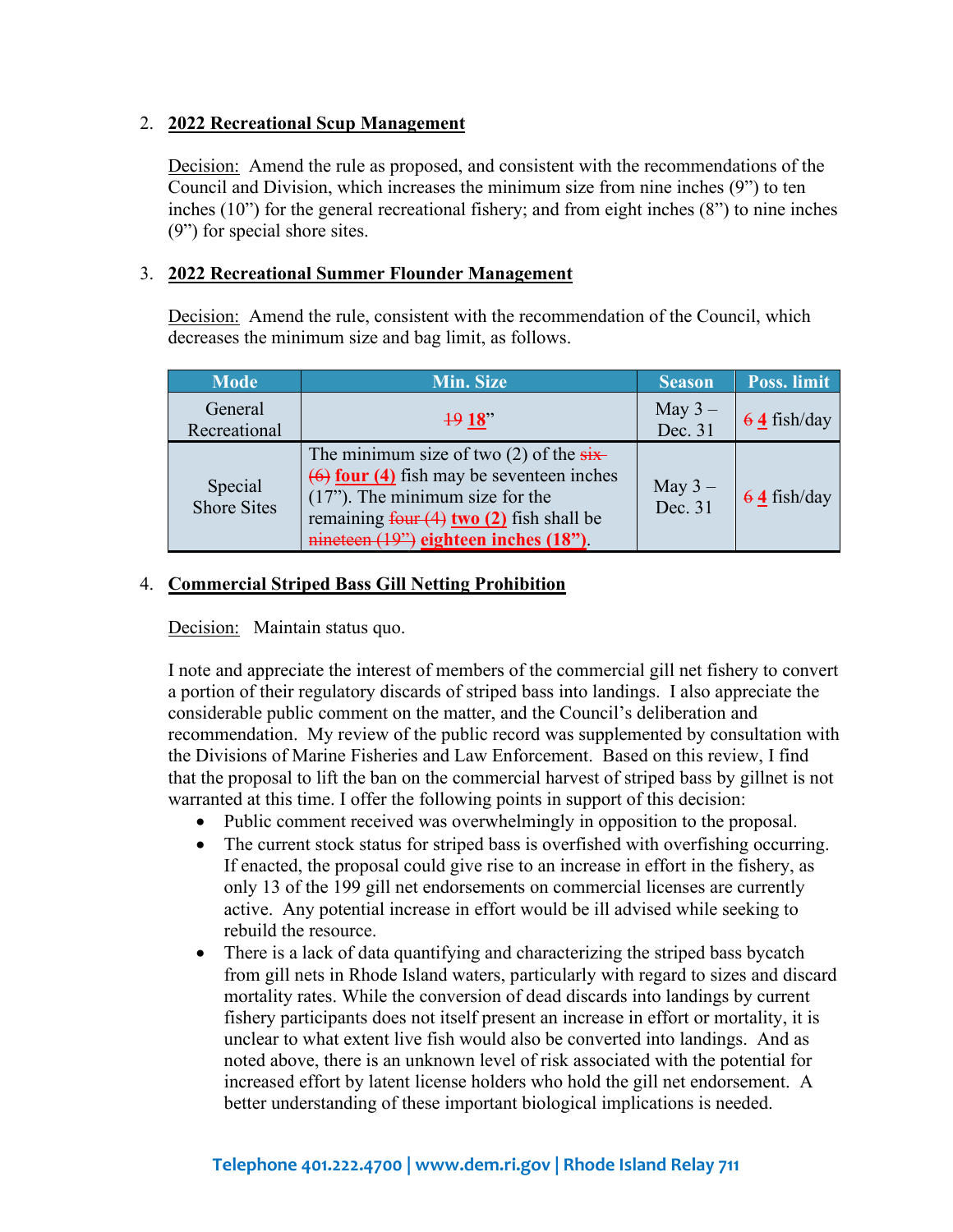2. **2022 Recreational Scup Management**

   Decision: Amend the rule as proposed, and consistent with the recommendations of the Council and Division, which increases the minimum size from nine inches (9") to ten inches (10") for the general recreational fishery; and from eight inches (8") to nine inches (9") for special shore sites.

3. **2022 Recreational Summer Flounder Management**

   Decision: Amend the rule, consistent with the recommendation of the Council, which decreases the minimum size and bag limit, as follows.

| Mode | Min. Size | Season | Poss. limit |
|---|---|---|---|
| General Recreational | ~~19~~ **18**" | May 3 – Dec. 31 | ~~6~~ **4** fish/day |
| Special Shore Sites | The minimum size of two (2) of the ~~six (6)~~ **four (4)** fish may be seventeen inches (17"). The minimum size for the remaining ~~four (4)~~ **two (2)** fish shall be ~~nineteen (19")~~ **eighteen inches (18")**. | May 3 – Dec. 31 | ~~6~~ **4** fish/day |

4. **Commercial Striped Bass Gill Netting Prohibition**

   Decision: Maintain status quo.

   I note and appreciate the interest of members of the commercial gill net fishery to convert a portion of their regulatory discards of striped bass into landings. I also appreciate the considerable public comment on the matter, and the Council's deliberation and recommendation. My review of the public record was supplemented by consultation with the Divisions of Marine Fisheries and Law Enforcement. Based on this review, I find that the proposal to lift the ban on the commercial harvest of striped bass by gillnet is not warranted at this time. I offer the following points in support of this decision:

   - Public comment received was overwhelmingly in opposition to the proposal.
   - The current stock status for striped bass is overfished with overfishing occurring. If enacted, the proposal could give rise to an increase in effort in the fishery, as only 13 of the 199 gill net endorsements on commercial licenses are currently active. Any potential increase in effort would be ill advised while seeking to rebuild the resource.
   - There is a lack of data quantifying and characterizing the striped bass bycatch from gill nets in Rhode Island waters, particularly with regard to sizes and discard mortality rates. While the conversion of dead discards into landings by current fishery participants does not itself present an increase in effort or mortality, it is unclear to what extent live fish would also be converted into landings. And as noted above, there is an unknown level of risk associated with the potential for increased effort by latent license holders who hold the gill net endorsement. A better understanding of these important biological implications is needed.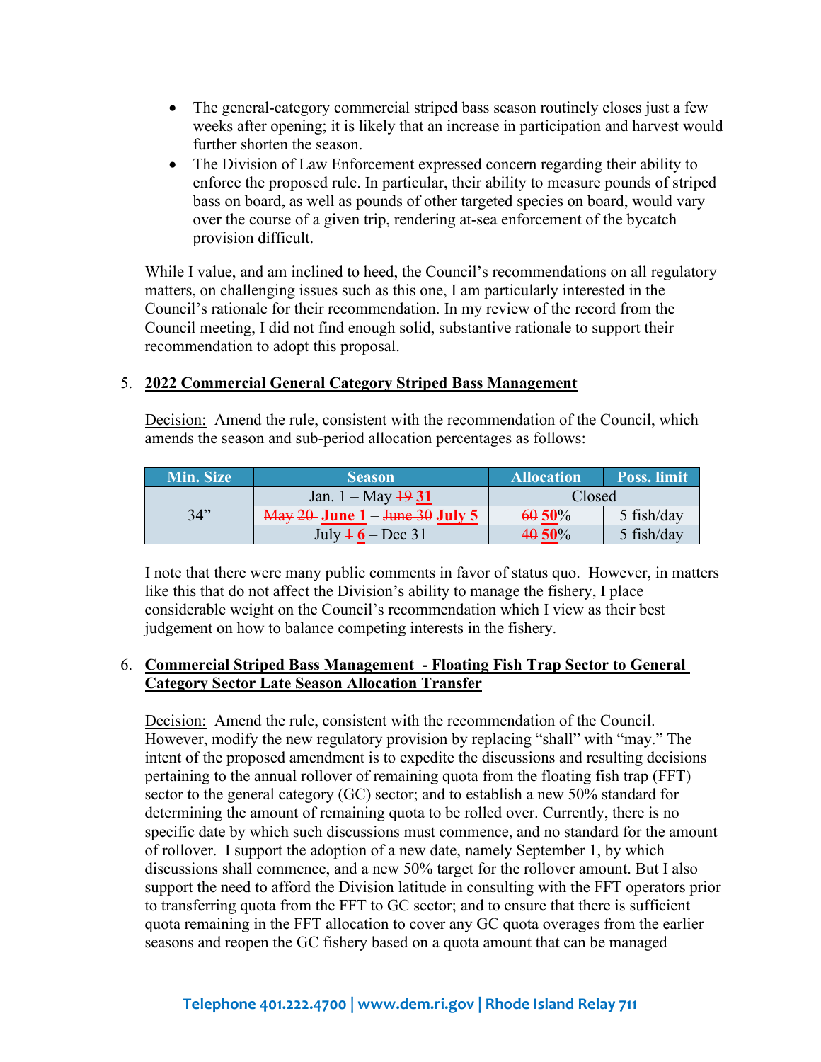- The general-category commercial striped bass season routinely closes just a few weeks after opening; it is likely that an increase in participation and harvest would further shorten the season.
- The Division of Law Enforcement expressed concern regarding their ability to enforce the proposed rule. In particular, their ability to measure pounds of striped bass on board, as well as pounds of other targeted species on board, would vary over the course of a given trip, rendering at-sea enforcement of the bycatch provision difficult.

While I value, and am inclined to heed, the Council's recommendations on all regulatory matters, on challenging issues such as this one, I am particularly interested in the Council's rationale for their recommendation. In my review of the record from the Council meeting, I did not find enough solid, substantive rationale to support their recommendation to adopt this proposal.

5. **<u>2022 Commercial General Category Striped Bass Management</u>**

   <u>Decision:</u> Amend the rule, consistent with the recommendation of the Council, which amends the season and sub-period allocation percentages as follows:

| Min. Size | Season | Allocation | Poss. limit |
|---|---|---|---|
| 34" | Jan. 1 – May ~~19~~ **31** | Closed | |
| | ~~May 20~~ **June 1** – ~~June 30~~ **July 5** | ~~60~~ **50**% | 5 fish/day |
| | July ~~1~~ **6** – Dec 31 | ~~40~~ **50**% | 5 fish/day |

   I note that there were many public comments in favor of status quo. However, in matters like this that do not affect the Division's ability to manage the fishery, I place considerable weight on the Council's recommendation which I view as their best judgement on how to balance competing interests in the fishery.

6. **<u>Commercial Striped Bass Management - Floating Fish Trap Sector to General Category Sector Late Season Allocation Transfer</u>**

   <u>Decision:</u> Amend the rule, consistent with the recommendation of the Council. However, modify the new regulatory provision by replacing "shall" with "may." The intent of the proposed amendment is to expedite the discussions and resulting decisions pertaining to the annual rollover of remaining quota from the floating fish trap (FFT) sector to the general category (GC) sector; and to establish a new 50% standard for determining the amount of remaining quota to be rolled over. Currently, there is no specific date by which such discussions must commence, and no standard for the amount of rollover. I support the adoption of a new date, namely September 1, by which discussions shall commence, and a new 50% target for the rollover amount. But I also support the need to afford the Division latitude in consulting with the FFT operators prior to transferring quota from the FFT to GC sector; and to ensure that there is sufficient quota remaining in the FFT allocation to cover any GC quota overages from the earlier seasons and reopen the GC fishery based on a quota amount that can be managed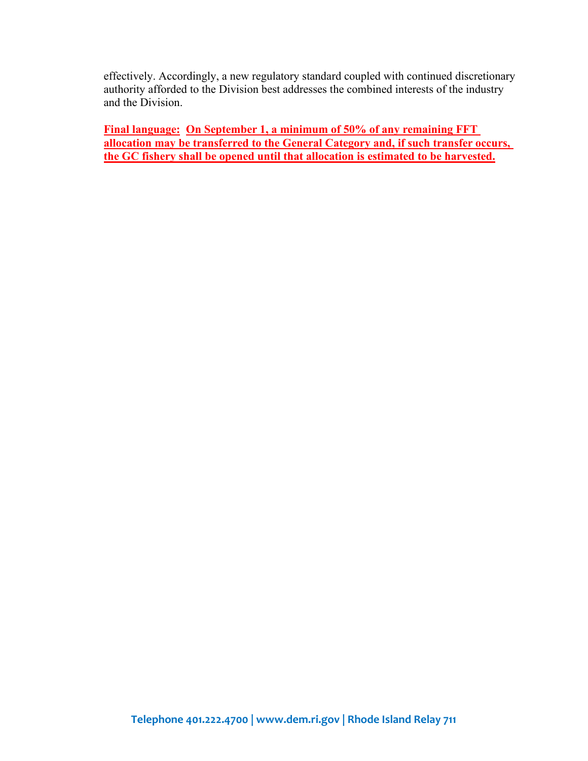effectively. Accordingly, a new regulatory standard coupled with continued discretionary authority afforded to the Division best addresses the combined interests of the industry and the Division.

**Final language: On September 1, a minimum of 50% of any remaining FFT allocation may be transferred to the General Category and, if such transfer occurs, the GC fishery shall be opened until that allocation is estimated to be harvested.**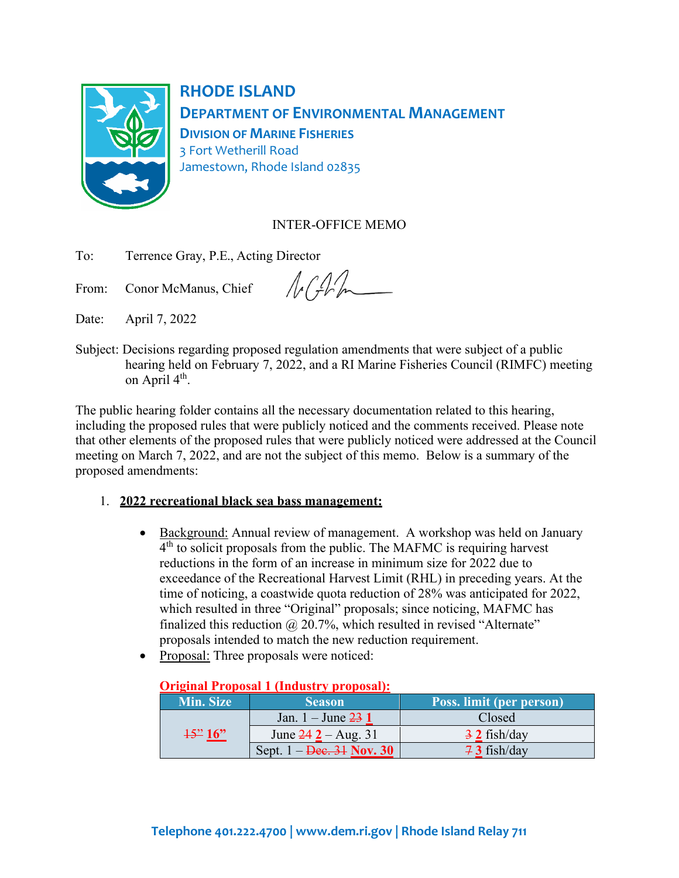# RHODE ISLAND
## DEPARTMENT OF ENVIRONMENTAL MANAGEMENT
### DIVISION OF MARINE FISHERIES

3 Fort Wetherill Road
Jamestown, Rhode Island 02835

INTER-OFFICE MEMO

To: Terrence Gray, P.E., Acting Director

From: Conor McManus, Chief

Date: April 7, 2022

Subject: Decisions regarding proposed regulation amendments that were subject of a public hearing held on February 7, 2022, and a RI Marine Fisheries Council (RIMFC) meeting on April 4th.

The public hearing folder contains all the necessary documentation related to this hearing, including the proposed rules that were publicly noticed and the comments received. Please note that other elements of the proposed rules that were publicly noticed were addressed at the Council meeting on March 7, 2022, and are not the subject of this memo. Below is a summary of the proposed amendments:

1. **2022 recreational black sea bass management:**

   - Background: Annual review of management. A workshop was held on January 4th to solicit proposals from the public. The MAFMC is requiring harvest reductions in the form of an increase in minimum size for 2022 due to exceedance of the Recreational Harvest Limit (RHL) in preceding years. At the time of noticing, a coastwide quota reduction of 28% was anticipated for 2022, which resulted in three "Original" proposals; since noticing, MAFMC has finalized this reduction @ 20.7%, which resulted in revised "Alternate" proposals intended to match the new reduction requirement.
   - Proposal: Three proposals were noticed:

**Original Proposal 1 (Industry proposal):**

| Min. Size | Season | Poss. limit (per person) |
|---|---|---|
| ~~15"~~ **16"** | Jan. 1 – June ~~23~~ **1** | Closed |
| | June ~~24~~ **2** – Aug. 31 | ~~3~~ **2** fish/day |
| | Sept. 1 – ~~Dec. 31~~ **Nov. 30** | ~~7~~ **3** fish/day |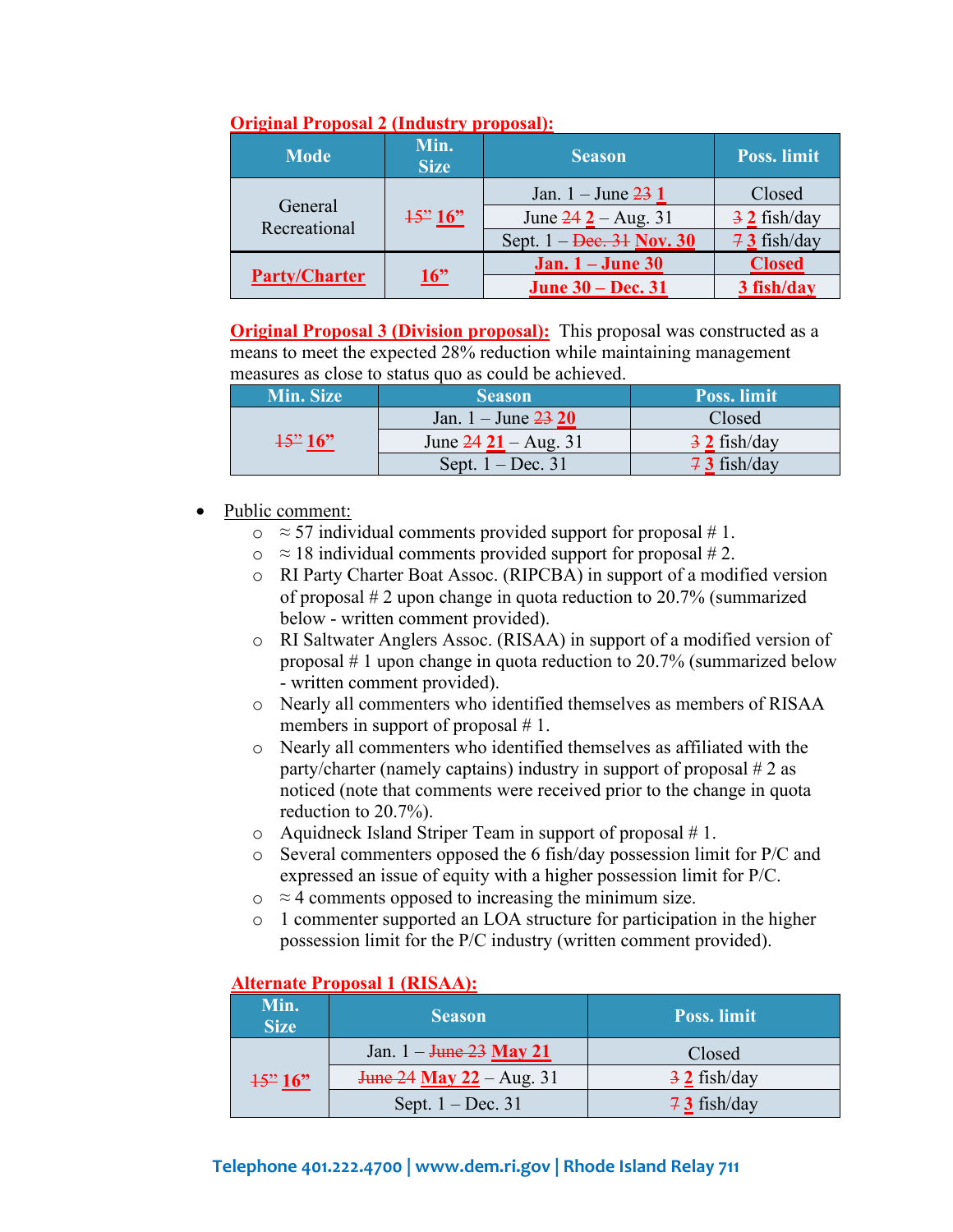**Original Proposal 2 (Industry proposal):**

| Mode | Min. Size | Season | Poss. limit |
|---|---|---|---|
| General Recreational | ~~15"~~ **16"** | Jan. 1 – June ~~23~~ **1** | Closed |
| | | June ~~24~~ **2** – Aug. 31 | ~~3~~ **2** fish/day |
| | | Sept. 1 – ~~Dec. 31~~ **Nov. 30** | ~~7~~ **3** fish/day |
| **Party/Charter** | **16"** | **Jan. 1 – June 30** | **Closed** |
| | | **June 30 – Dec. 31** | **3 fish/day** |

**Original Proposal 3 (Division proposal):** This proposal was constructed as a means to meet the expected 28% reduction while maintaining management measures as close to status quo as could be achieved.

| Min. Size | Season | Poss. limit |
|---|---|---|
| ~~15"~~ **16"** | Jan. 1 – June ~~23~~ **20** | Closed |
| | June ~~24~~ **21** – Aug. 31 | ~~3~~ **2** fish/day |
| | Sept. 1 – Dec. 31 | ~~7~~ **3** fish/day |

- Public comment:
  - ≈ 57 individual comments provided support for proposal # 1.
  - ≈ 18 individual comments provided support for proposal # 2.
  - RI Party Charter Boat Assoc. (RIPCBA) in support of a modified version of proposal # 2 upon change in quota reduction to 20.7% (summarized below - written comment provided).
  - RI Saltwater Anglers Assoc. (RISAA) in support of a modified version of proposal # 1 upon change in quota reduction to 20.7% (summarized below - written comment provided).
  - Nearly all commenters who identified themselves as members of RISAA members in support of proposal # 1.
  - Nearly all commenters who identified themselves as affiliated with the party/charter (namely captains) industry in support of proposal # 2 as noticed (note that comments were received prior to the change in quota reduction to 20.7%).
  - Aquidneck Island Striper Team in support of proposal # 1.
  - Several commenters opposed the 6 fish/day possession limit for P/C and expressed an issue of equity with a higher possession limit for P/C.
  - ≈ 4 comments opposed to increasing the minimum size.
  - 1 commenter supported an LOA structure for participation in the higher possession limit for the P/C industry (written comment provided).

**Alternate Proposal 1 (RISAA):**

| Min. Size | Season | Poss. limit |
|---|---|---|
| ~~15"~~ **16"** | Jan. 1 – ~~June 23~~ **May 21** | Closed |
| | ~~June 24~~ **May 22** – Aug. 31 | ~~3~~ **2** fish/day |
| | Sept. 1 – Dec. 31 | ~~7~~ **3** fish/day |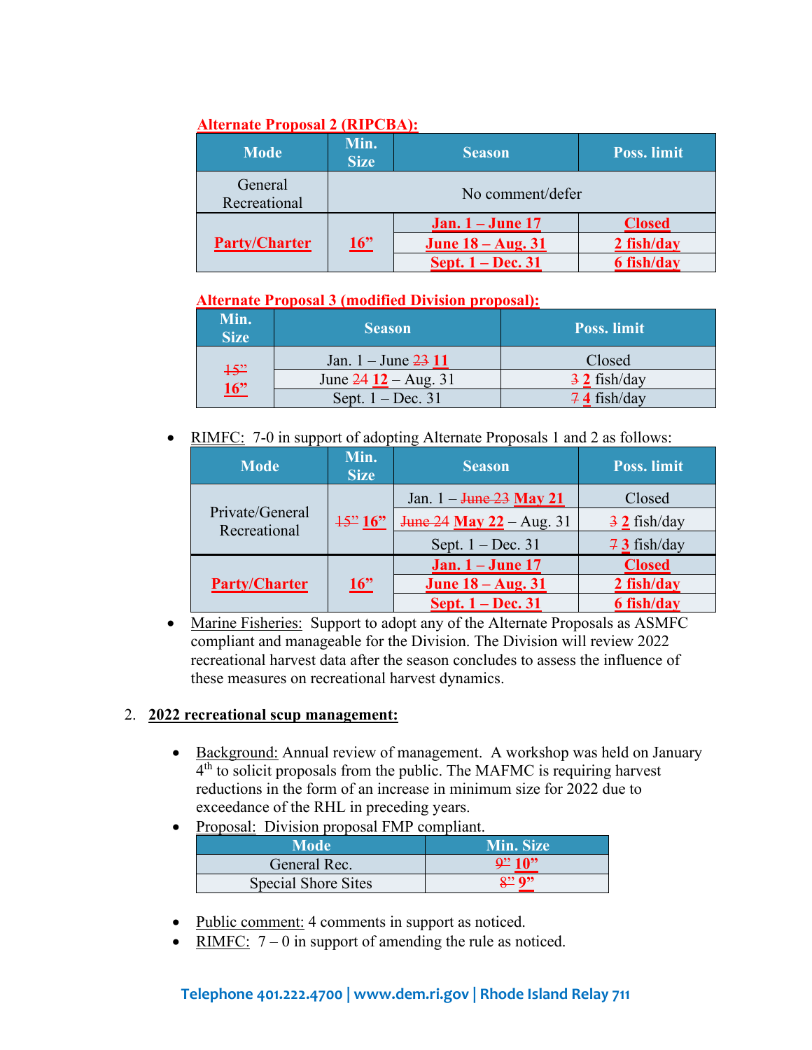**Alternate Proposal 2 (RIPCBA):**

| Mode | Min. Size | Season | Poss. limit |
|---|---|---|---|
| General Recreational | No comment/defer | | |
| **Party/Charter** | **16”** | **Jan. 1 – June 17** | **Closed** |
| | | **June 18 – Aug. 31** | **2 fish/day** |
| | | **Sept. 1 – Dec. 31** | **6 fish/day** |

**Alternate Proposal 3 (modified Division proposal):**

| Min. Size | Season | Poss. limit |
|---|---|---|
| ~~15”~~ **16”** | Jan. 1 – June ~~23~~ **11** | Closed |
| | June ~~24~~ **12** – Aug. 31 | ~~3~~ **2** fish/day |
| | Sept. 1 – Dec. 31 | ~~7~~ **4** fish/day |

- RIMFC: 7-0 in support of adopting Alternate Proposals 1 and 2 as follows:

| Mode | Min. Size | Season | Poss. limit |
|---|---|---|---|
| Private/General Recreational | ~~15”~~ **16”** | Jan. 1 – ~~June 23~~ **May 21** | Closed |
| | | ~~June 24~~ **May 22** – Aug. 31 | ~~3~~ **2** fish/day |
| | | Sept. 1 – Dec. 31 | ~~7~~ **3** fish/day |
| **Party/Charter** | **16”** | **Jan. 1 – June 17** | **Closed** |
| | | **June 18 – Aug. 31** | **2 fish/day** |
| | | **Sept. 1 – Dec. 31** | **6 fish/day** |

- Marine Fisheries: Support to adopt any of the Alternate Proposals as ASMFC compliant and manageable for the Division. The Division will review 2022 recreational harvest data after the season concludes to assess the influence of these measures on recreational harvest dynamics.

2. **2022 recreational scup management:**

- Background: Annual review of management. A workshop was held on January 4th to solicit proposals from the public. The MAFMC is requiring harvest reductions in the form of an increase in minimum size for 2022 due to exceedance of the RHL in preceding years.
- Proposal: Division proposal FMP compliant.

| Mode | Min. Size |
|---|---|
| General Rec. | ~~9”~~ **10”** |
| Special Shore Sites | ~~8”~~ **9”** |

- Public comment: 4 comments in support as noticed.
- RIMFC: 7 – 0 in support of amending the rule as noticed.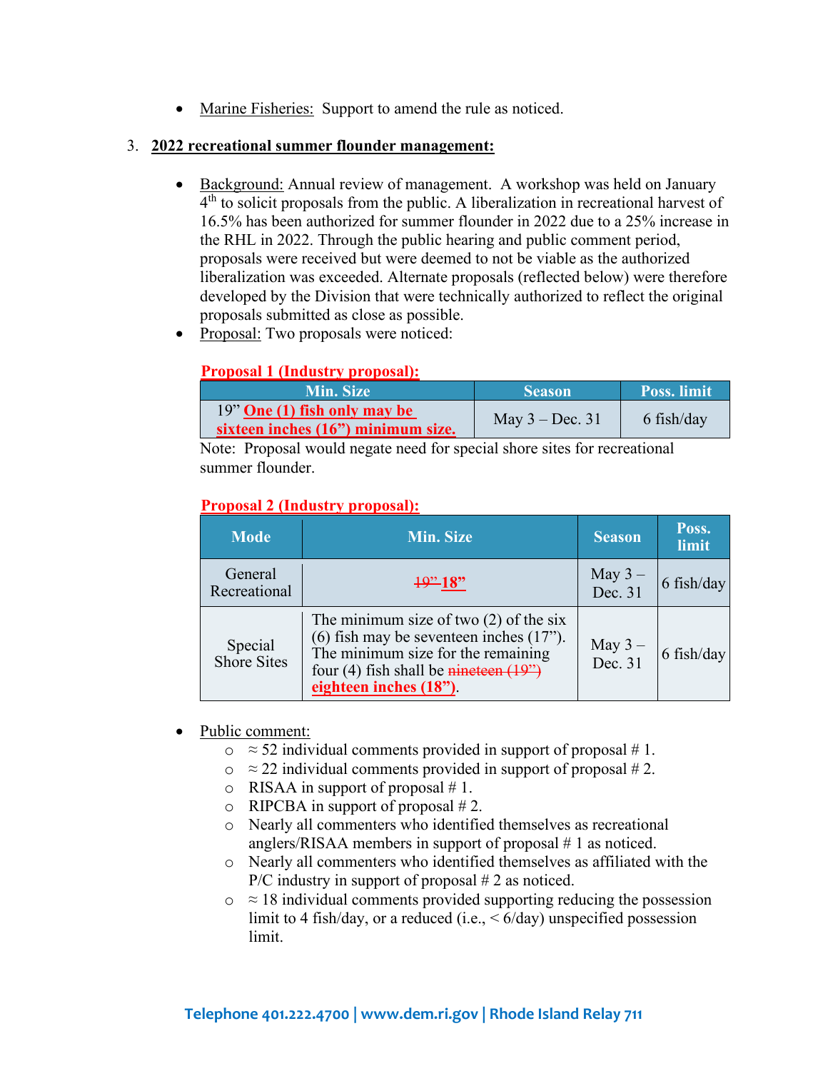- Marine Fisheries: Support to amend the rule as noticed.

3. **2022 recreational summer flounder management:**

- Background: Annual review of management. A workshop was held on January 4th to solicit proposals from the public. A liberalization in recreational harvest of 16.5% has been authorized for summer flounder in 2022 due to a 25% increase in the RHL in 2022. Through the public hearing and public comment period, proposals were received but were deemed to not be viable as the authorized liberalization was exceeded. Alternate proposals (reflected below) were therefore developed by the Division that were technically authorized to reflect the original proposals submitted as close as possible.
- Proposal: Two proposals were noticed:

**Proposal 1 (Industry proposal):**

| Min. Size | Season | Poss. limit |
|---|---|---|
| 19" **One (1) fish only may be sixteen inches (16") minimum size.** | May 3 – Dec. 31 | 6 fish/day |

Note: Proposal would negate need for special shore sites for recreational summer flounder.

**Proposal 2 (Industry proposal):**

| Mode | Min. Size | Season | Poss. limit |
|---|---|---|---|
| General Recreational | ~~19"~~ **18"** | May 3 – Dec. 31 | 6 fish/day |
| Special Shore Sites | The minimum size of two (2) of the six (6) fish may be seventeen inches (17"). The minimum size for the remaining four (4) fish shall be ~~nineteen (19")~~ **eighteen inches (18")**. | May 3 – Dec. 31 | 6 fish/day |

- Public comment:
  - ≈ 52 individual comments provided in support of proposal # 1.
  - ≈ 22 individual comments provided in support of proposal # 2.
  - RISAA in support of proposal # 1.
  - RIPCBA in support of proposal # 2.
  - Nearly all commenters who identified themselves as recreational anglers/RISAA members in support of proposal # 1 as noticed.
  - Nearly all commenters who identified themselves as affiliated with the P/C industry in support of proposal # 2 as noticed.
  - ≈ 18 individual comments provided supporting reducing the possession limit to 4 fish/day, or a reduced (i.e., < 6/day) unspecified possession limit.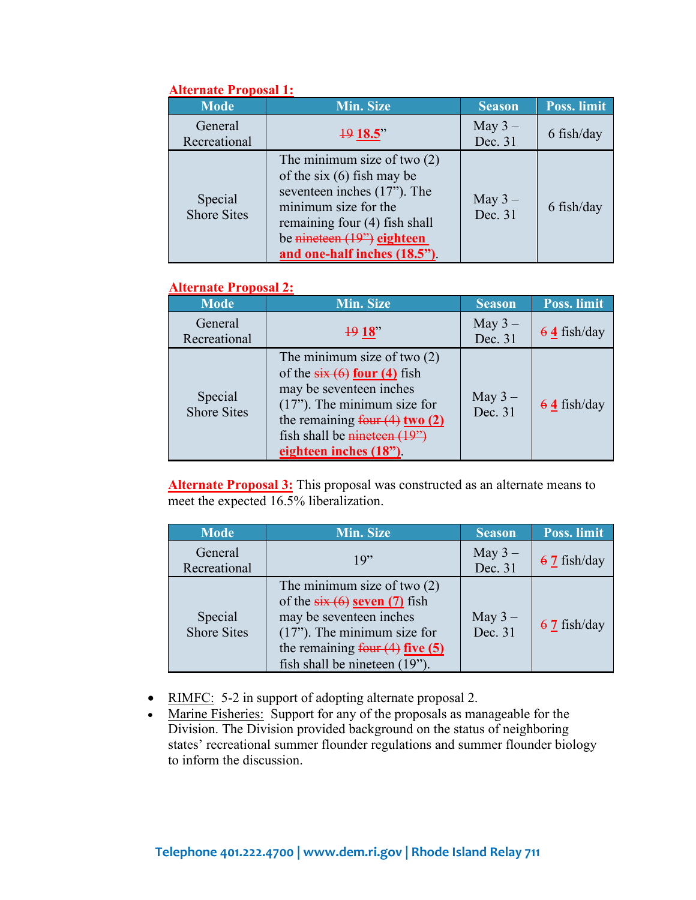**Alternate Proposal 1:**

| Mode | Min. Size | Season | Poss. limit |
|---|---|---|---|
| General Recreational | ~~19~~ **18.5**" | May 3 – Dec. 31 | 6 fish/day |
| Special Shore Sites | The minimum size of two (2) of the six (6) fish may be seventeen inches (17"). The minimum size for the remaining four (4) fish shall be ~~nineteen (19")~~ **eighteen and one-half inches (18.5")**. | May 3 – Dec. 31 | 6 fish/day |

**Alternate Proposal 2:**

| Mode | Min. Size | Season | Poss. limit |
|---|---|---|---|
| General Recreational | ~~19~~ **18**" | May 3 – Dec. 31 | ~~6~~ **4** fish/day |
| Special Shore Sites | The minimum size of two (2) of the ~~six (6)~~ **four (4)** fish may be seventeen inches (17"). The minimum size for the remaining ~~four (4)~~ **two (2)** fish shall be ~~nineteen (19")~~ **eighteen inches (18")**. | May 3 – Dec. 31 | ~~6~~ **4** fish/day |

**Alternate Proposal 3:** This proposal was constructed as an alternate means to meet the expected 16.5% liberalization.

| Mode | Min. Size | Season | Poss. limit |
|---|---|---|---|
| General Recreational | 19" | May 3 – Dec. 31 | ~~6~~ **7** fish/day |
| Special Shore Sites | The minimum size of two (2) of the ~~six (6)~~ **seven (7)** fish may be seventeen inches (17"). The minimum size for the remaining ~~four (4)~~ **five (5)** fish shall be nineteen (19"). | May 3 – Dec. 31 | ~~6~~ **7** fish/day |

- RIMFC: 5-2 in support of adopting alternate proposal 2.
- Marine Fisheries: Support for any of the proposals as manageable for the Division. The Division provided background on the status of neighboring states' recreational summer flounder regulations and summer flounder biology to inform the discussion.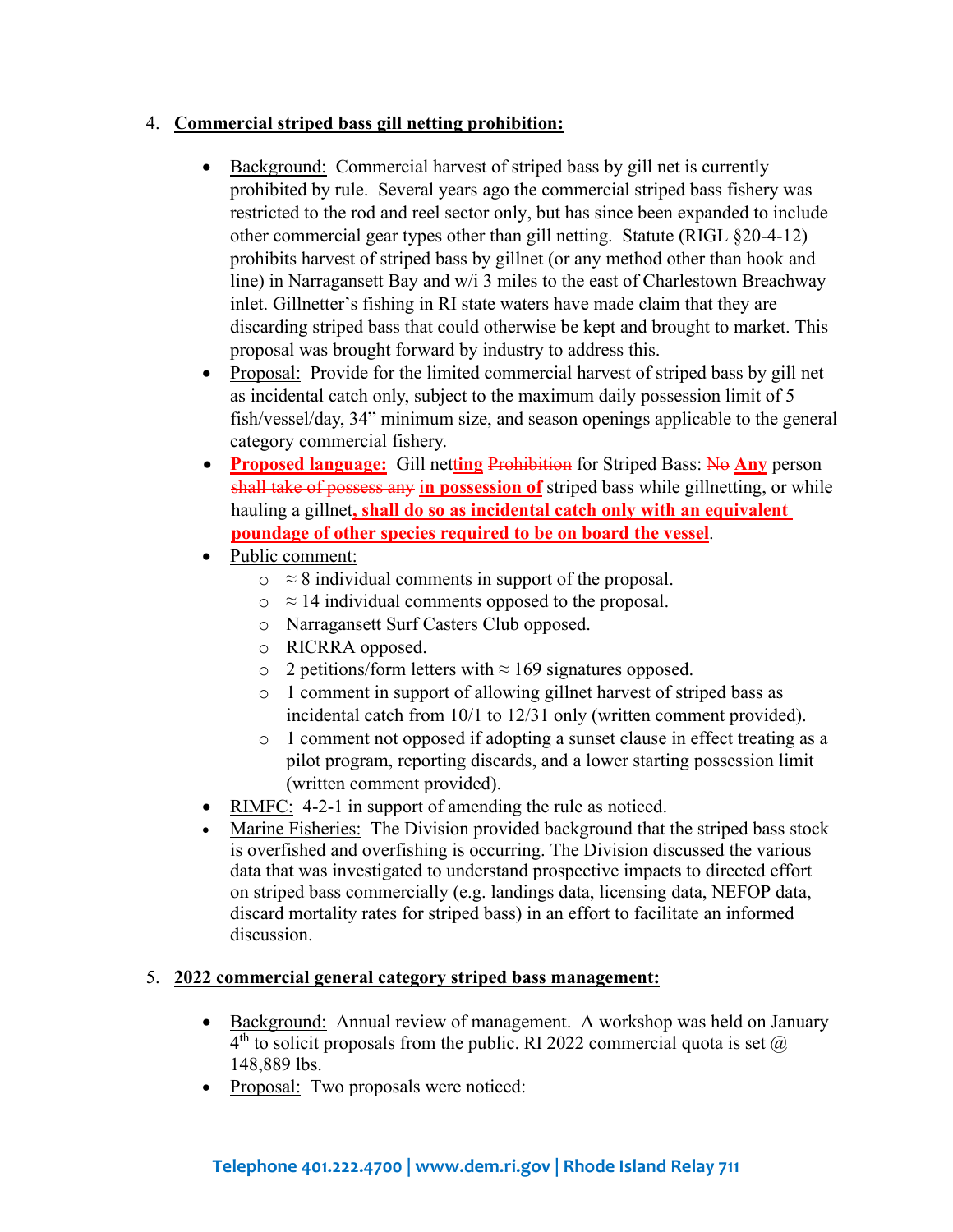4. **Commercial striped bass gill netting prohibition:**

    - Background: Commercial harvest of striped bass by gill net is currently prohibited by rule. Several years ago the commercial striped bass fishery was restricted to the rod and reel sector only, but has since been expanded to include other commercial gear types other than gill netting. Statute (RIGL §20-4-12) prohibits harvest of striped bass by gillnet (or any method other than hook and line) in Narragansett Bay and w/i 3 miles to the east of Charlestown Breachway inlet. Gillnetter's fishing in RI state waters have made claim that they are discarding striped bass that could otherwise be kept and brought to market. This proposal was brought forward by industry to address this.
    - Proposal: Provide for the limited commercial harvest of striped bass by gill net as incidental catch only, subject to the maximum daily possession limit of 5 fish/vessel/day, 34" minimum size, and season openings applicable to the general category commercial fishery.
    - **Proposed language:** Gill net**ting** ~~Prohibition~~ for Striped Bass: ~~No~~ **Any** person ~~shall take of possess any~~ i**n possession of** striped bass while gillnetting, or while hauling a gillnet**, shall do so as incidental catch only with an equivalent poundage of other species required to be on board the vessel**.
    - Public comment:
        - ≈ 8 individual comments in support of the proposal.
        - ≈ 14 individual comments opposed to the proposal.
        - Narragansett Surf Casters Club opposed.
        - RICRRA opposed.
        - 2 petitions/form letters with ≈ 169 signatures opposed.
        - 1 comment in support of allowing gillnet harvest of striped bass as incidental catch from 10/1 to 12/31 only (written comment provided).
        - 1 comment not opposed if adopting a sunset clause in effect treating as a pilot program, reporting discards, and a lower starting possession limit (written comment provided).
    - RIMFC: 4-2-1 in support of amending the rule as noticed.
    - Marine Fisheries: The Division provided background that the striped bass stock is overfished and overfishing is occurring. The Division discussed the various data that was investigated to understand prospective impacts to directed effort on striped bass commercially (e.g. landings data, licensing data, NEFOP data, discard mortality rates for striped bass) in an effort to facilitate an informed discussion.

5. **2022 commercial general category striped bass management:**

    - Background: Annual review of management. A workshop was held on January 4th to solicit proposals from the public. RI 2022 commercial quota is set @ 148,889 lbs.
    - Proposal: Two proposals were noticed: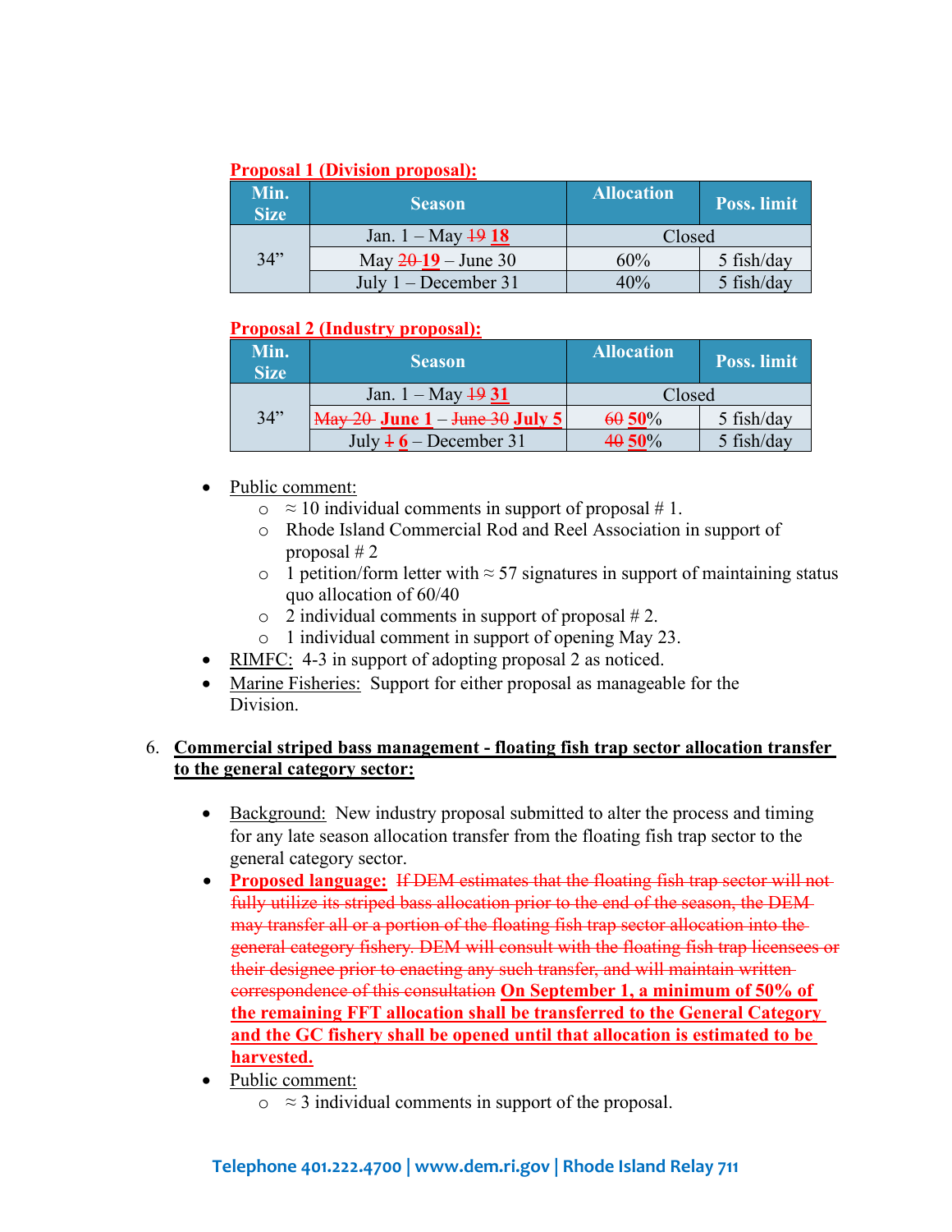**Proposal 1 (Division proposal):**

| Min. Size | Season | Allocation | Poss. limit |
|---|---|---|---|
| 34” | Jan. 1 – May ~~19~~ **18** | Closed | |
| | May ~~20~~ **19** – June 30 | 60% | 5 fish/day |
| | July 1 – December 31 | 40% | 5 fish/day |

**Proposal 2 (Industry proposal):**

| Min. Size | Season | Allocation | Poss. limit |
|---|---|---|---|
| 34” | Jan. 1 – May ~~19~~ **31** | Closed | |
| | ~~May 20~~ **June 1** – ~~June 30~~ **July 5** | ~~60~~ **50**% | 5 fish/day |
| | July ~~1~~ **6** – December 31 | ~~40~~ **50**% | 5 fish/day |

- Public comment:
  - ≈ 10 individual comments in support of proposal # 1.
  - Rhode Island Commercial Rod and Reel Association in support of proposal # 2
  - 1 petition/form letter with ≈ 57 signatures in support of maintaining status quo allocation of 60/40
  - 2 individual comments in support of proposal # 2.
  - 1 individual comment in support of opening May 23.
- RIMFC: 4-3 in support of adopting proposal 2 as noticed.
- Marine Fisheries: Support for either proposal as manageable for the Division.

6. **Commercial striped bass management - floating fish trap sector allocation transfer to the general category sector:**

   - Background: New industry proposal submitted to alter the process and timing for any late season allocation transfer from the floating fish trap sector to the general category sector.
   - **Proposed language:** ~~If DEM estimates that the floating fish trap sector will not fully utilize its striped bass allocation prior to the end of the season, the DEM may transfer all or a portion of the floating fish trap sector allocation into the general category fishery. DEM will consult with the floating fish trap licensees or their designee prior to enacting any such transfer, and will maintain written correspondence of this consultation~~ **On September 1, a minimum of 50% of the remaining FFT allocation shall be transferred to the General Category and the GC fishery shall be opened until that allocation is estimated to be harvested.**
   - Public comment:
     - ≈ 3 individual comments in support of the proposal.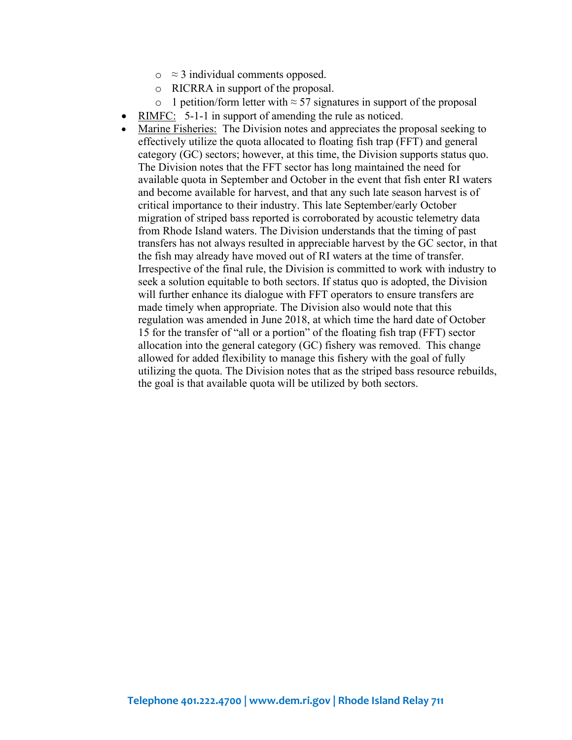- ≈ 3 individual comments opposed.
    - RICRRA in support of the proposal.
    - 1 petition/form letter with ≈ 57 signatures in support of the proposal
- RIMFC: 5-1-1 in support of amending the rule as noticed.
- Marine Fisheries: The Division notes and appreciates the proposal seeking to effectively utilize the quota allocated to floating fish trap (FFT) and general category (GC) sectors; however, at this time, the Division supports status quo. The Division notes that the FFT sector has long maintained the need for available quota in September and October in the event that fish enter RI waters and become available for harvest, and that any such late season harvest is of critical importance to their industry. This late September/early October migration of striped bass reported is corroborated by acoustic telemetry data from Rhode Island waters. The Division understands that the timing of past transfers has not always resulted in appreciable harvest by the GC sector, in that the fish may already have moved out of RI waters at the time of transfer. Irrespective of the final rule, the Division is committed to work with industry to seek a solution equitable to both sectors. If status quo is adopted, the Division will further enhance its dialogue with FFT operators to ensure transfers are made timely when appropriate. The Division also would note that this regulation was amended in June 2018, at which time the hard date of October 15 for the transfer of "all or a portion" of the floating fish trap (FFT) sector allocation into the general category (GC) fishery was removed. This change allowed for added flexibility to manage this fishery with the goal of fully utilizing the quota. The Division notes that as the striped bass resource rebuilds, the goal is that available quota will be utilized by both sectors.